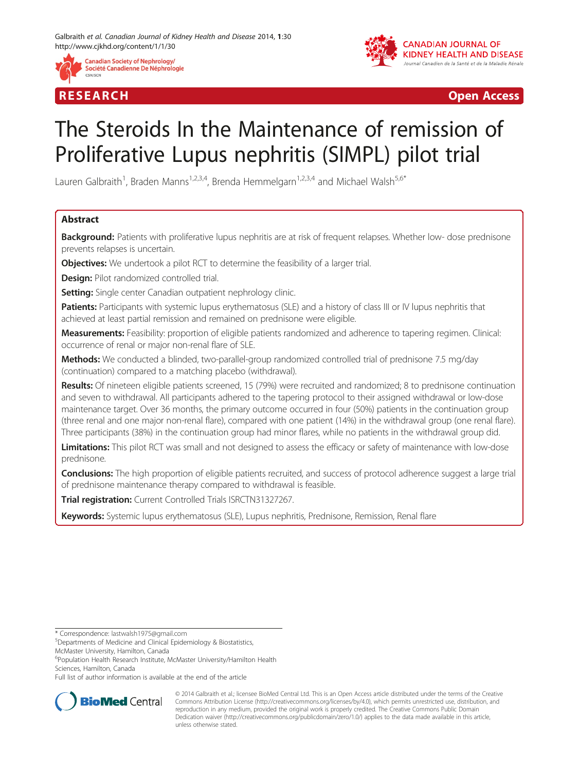RESEARCH Open Access

# The Steroids In the Maintenance of remission of Proliferative Lupus nephritis (SIMPL) pilot trial

Lauren Galbraith[1], Braden Manns[1,2,3,4], Brenda Hemmelgarn[1,2,3,4] and Michael Walsh[5,6*]

## Abstract

**Background:** Patients with proliferative lupus nephritis are at risk of frequent relapses. Whether low- dose prednisone prevents relapses is uncertain.

**Objectives:** We undertook a pilot RCT to determine the feasibility of a larger trial.

**Design:** Pilot randomized controlled trial.

**Setting:** Single center Canadian outpatient nephrology clinic.

**Patients:** Participants with systemic lupus erythematosus (SLE) and a history of class III or IV lupus nephritis that achieved at least partial remission and remained on prednisone were eligible.

**Measurements:** Feasibility: proportion of eligible patients randomized and adherence to tapering regimen. Clinical: occurrence of renal or major non-renal flare of SLE.

**Methods:** We conducted a blinded, two-parallel-group randomized controlled trial of prednisone 7.5 mg/day (continuation) compared to a matching placebo (withdrawal).

**Results:** Of nineteen eligible patients screened, 15 (79%) were recruited and randomized; 8 to prednisone continuation and seven to withdrawal. All participants adhered to the tapering protocol to their assigned withdrawal or low-dose maintenance target. Over 36 months, the primary outcome occurred in four (50%) patients in the continuation group (three renal and one major non-renal flare), compared with one patient (14%) in the withdrawal group (one renal flare). Three participants (38%) in the continuation group had minor flares, while no patients in the withdrawal group did.

**Limitations:** This pilot RCT was small and not designed to assess the efficacy or safety of maintenance with low-dose prednisone.

**Conclusions:** The high proportion of eligible patients recruited, and success of protocol adherence suggest a large trial of prednisone maintenance therapy compared to withdrawal is feasible.

**Trial registration:** Current Controlled Trials ISRCTN31327267.

**Keywords:** Systemic lupus erythematosus (SLE), Lupus nephritis, Prednisone, Remission, Renal flare

---

\* Correspondence: lastwalsh1975@gmail.com
[5]Departments of Medicine and Clinical Epidemiology & Biostatistics, McMaster University, Hamilton, Canada
[6]Population Health Research Institute, McMaster University/Hamilton Health Sciences, Hamilton, Canada
Full list of author information is available at the end of the article

© 2014 Galbraith et al.; licensee BioMed Central Ltd. This is an Open Access article distributed under the terms of the Creative Commons Attribution License (http://creativecommons.org/licenses/by/4.0), which permits unrestricted use, distribution, and reproduction in any medium, provided the original work is properly credited. The Creative Commons Public Domain Dedication waiver (http://creativecommons.org/publicdomain/zero/1.0/) applies to the data made available in this article, unless otherwise stated.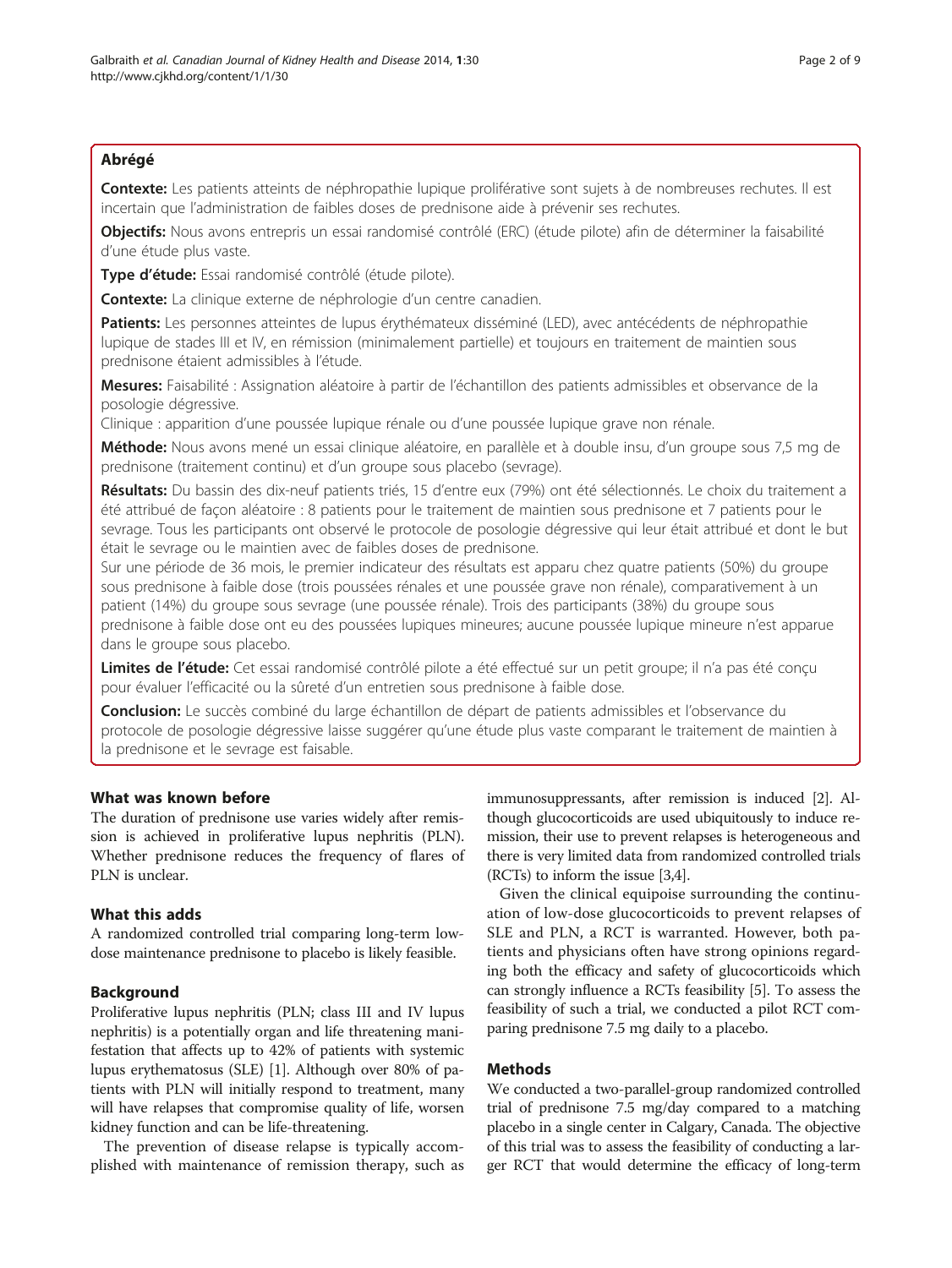## Abrégé

**Contexte:** Les patients atteints de néphropathie lupique proliférative sont sujets à de nombreuses rechutes. Il est incertain que l'administration de faibles doses de prednisone aide à prévenir ses rechutes.

**Objectifs:** Nous avons entrepris un essai randomisé contrôlé (ERC) (étude pilote) afin de déterminer la faisabilité d'une étude plus vaste.

**Type d'étude:** Essai randomisé contrôlé (étude pilote).

**Contexte:** La clinique externe de néphrologie d'un centre canadien.

**Patients:** Les personnes atteintes de lupus érythémateux disséminé (LED), avec antécédents de néphropathie lupique de stades III et IV, en rémission (minimalement partielle) et toujours en traitement de maintien sous prednisone étaient admissibles à l'étude.

**Mesures:** Faisabilité : Assignation aléatoire à partir de l'échantillon des patients admissibles et observance de la posologie dégressive.
Clinique : apparition d'une poussée lupique rénale ou d'une poussée lupique grave non rénale.

**Méthode:** Nous avons mené un essai clinique aléatoire, en parallèle et à double insu, d'un groupe sous 7,5 mg de prednisone (traitement continu) et d'un groupe sous placebo (sevrage).

**Résultats:** Du bassin des dix-neuf patients triés, 15 d'entre eux (79%) ont été sélectionnés. Le choix du traitement a été attribué de façon aléatoire : 8 patients pour le traitement de maintien sous prednisone et 7 patients pour le sevrage. Tous les participants ont observé le protocole de posologie dégressive qui leur était attribué et dont le but était le sevrage ou le maintien avec de faibles doses de prednisone.
Sur une période de 36 mois, le premier indicateur des résultats est apparu chez quatre patients (50%) du groupe sous prednisone à faible dose (trois poussées rénales et une poussée grave non rénale), comparativement à un patient (14%) du groupe sous sevrage (une poussée rénale). Trois des participants (38%) du groupe sous prednisone à faible dose ont eu des poussées lupiques mineures; aucune poussée lupique mineure n'est apparue dans le groupe sous placebo.

**Limites de l'étude:** Cet essai randomisé contrôlé pilote a été effectué sur un petit groupe; il n'a pas été conçu pour évaluer l'efficacité ou la sûreté d'un entretien sous prednisone à faible dose.

**Conclusion:** Le succès combiné du large échantillon de départ de patients admissibles et l'observance du protocole de posologie dégressive laisse suggérer qu'une étude plus vaste comparant le traitement de maintien à la prednisone et le sevrage est faisable.

## What was known before

The duration of prednisone use varies widely after remission is achieved in proliferative lupus nephritis (PLN). Whether prednisone reduces the frequency of flares of PLN is unclear.

## What this adds

A randomized controlled trial comparing long-term low-dose maintenance prednisone to placebo is likely feasible.

## Background

Proliferative lupus nephritis (PLN; class III and IV lupus nephritis) is a potentially organ and life threatening manifestation that affects up to 42% of patients with systemic lupus erythematosus (SLE) [1]. Although over 80% of patients with PLN will initially respond to treatment, many will have relapses that compromise quality of life, worsen kidney function and can be life-threatening.

The prevention of disease relapse is typically accomplished with maintenance of remission therapy, such as immunosuppressants, after remission is induced [2]. Although glucocorticoids are used ubiquitously to induce remission, their use to prevent relapses is heterogeneous and there is very limited data from randomized controlled trials (RCTs) to inform the issue [3,4].

Given the clinical equipoise surrounding the continuation of low-dose glucocorticoids to prevent relapses of SLE and PLN, a RCT is warranted. However, both patients and physicians often have strong opinions regarding both the efficacy and safety of glucocorticoids which can strongly influence a RCTs feasibility [5]. To assess the feasibility of such a trial, we conducted a pilot RCT comparing prednisone 7.5 mg daily to a placebo.

## Methods

We conducted a two-parallel-group randomized controlled trial of prednisone 7.5 mg/day compared to a matching placebo in a single center in Calgary, Canada. The objective of this trial was to assess the feasibility of conducting a larger RCT that would determine the efficacy of long-term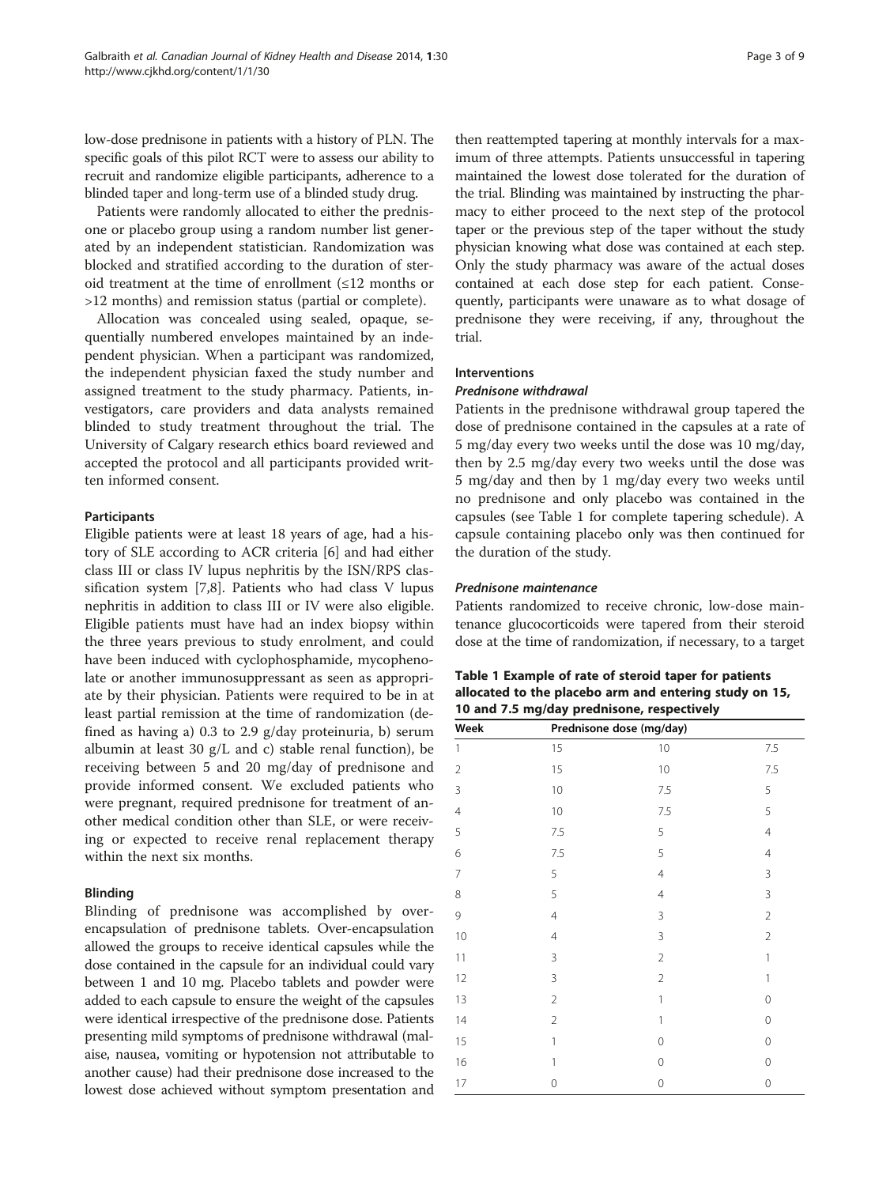low-dose prednisone in patients with a history of PLN. The specific goals of this pilot RCT were to assess our ability to recruit and randomize eligible participants, adherence to a blinded taper and long-term use of a blinded study drug.

Patients were randomly allocated to either the prednisone or placebo group using a random number list generated by an independent statistician. Randomization was blocked and stratified according to the duration of steroid treatment at the time of enrollment (≤12 months or >12 months) and remission status (partial or complete).

Allocation was concealed using sealed, opaque, sequentially numbered envelopes maintained by an independent physician. When a participant was randomized, the independent physician faxed the study number and assigned treatment to the study pharmacy. Patients, investigators, care providers and data analysts remained blinded to study treatment throughout the trial. The University of Calgary research ethics board reviewed and accepted the protocol and all participants provided written informed consent.

### Participants

Eligible patients were at least 18 years of age, had a history of SLE according to ACR criteria [6] and had either class III or class IV lupus nephritis by the ISN/RPS classification system [7,8]. Patients who had class V lupus nephritis in addition to class III or IV were also eligible. Eligible patients must have had an index biopsy within the three years previous to study enrolment, and could have been induced with cyclophosphamide, mycophenolate or another immunosuppressant as seen as appropriate by their physician. Patients were required to be in at least partial remission at the time of randomization (defined as having a) 0.3 to 2.9 g/day proteinuria, b) serum albumin at least 30 g/L and c) stable renal function), be receiving between 5 and 20 mg/day of prednisone and provide informed consent. We excluded patients who were pregnant, required prednisone for treatment of another medical condition other than SLE, or were receiving or expected to receive renal replacement therapy within the next six months.

### Blinding

Blinding of prednisone was accomplished by over-encapsulation of prednisone tablets. Over-encapsulation allowed the groups to receive identical capsules while the dose contained in the capsule for an individual could vary between 1 and 10 mg. Placebo tablets and powder were added to each capsule to ensure the weight of the capsules were identical irrespective of the prednisone dose. Patients presenting mild symptoms of prednisone withdrawal (malaise, nausea, vomiting or hypotension not attributable to another cause) had their prednisone dose increased to the lowest dose achieved without symptom presentation and then reattempted tapering at monthly intervals for a maximum of three attempts. Patients unsuccessful in tapering maintained the lowest dose tolerated for the duration of the trial. Blinding was maintained by instructing the pharmacy to either proceed to the next step of the protocol taper or the previous step of the taper without the study physician knowing what dose was contained at each step. Only the study pharmacy was aware of the actual doses contained at each dose step for each patient. Consequently, participants were unaware as to what dosage of prednisone they were receiving, if any, throughout the trial.

### Interventions

#### *Prednisone withdrawal*

Patients in the prednisone withdrawal group tapered the dose of prednisone contained in the capsules at a rate of 5 mg/day every two weeks until the dose was 10 mg/day, then by 2.5 mg/day every two weeks until the dose was 5 mg/day and then by 1 mg/day every two weeks until no prednisone and only placebo was contained in the capsules (see Table 1 for complete tapering schedule). A capsule containing placebo only was then continued for the duration of the study.

#### *Prednisone maintenance*

Patients randomized to receive chronic, low-dose maintenance glucocorticoids were tapered from their steroid dose at the time of randomization, if necessary, to a target

**Table 1 Example of rate of steroid taper for patients allocated to the placebo arm and entering study on 15, 10 and 7.5 mg/day prednisone, respectively**

| Week | Prednisone dose (mg/day) | | |
|---|---|---|---|
| 1 | 15 | 10 | 7.5 |
| 2 | 15 | 10 | 7.5 |
| 3 | 10 | 7.5 | 5 |
| 4 | 10 | 7.5 | 5 |
| 5 | 7.5 | 5 | 4 |
| 6 | 7.5 | 5 | 4 |
| 7 | 5 | 4 | 3 |
| 8 | 5 | 4 | 3 |
| 9 | 4 | 3 | 2 |
| 10 | 4 | 3 | 2 |
| 11 | 3 | 2 | 1 |
| 12 | 3 | 2 | 1 |
| 13 | 2 | 1 | 0 |
| 14 | 2 | 1 | 0 |
| 15 | 1 | 0 | 0 |
| 16 | 1 | 0 | 0 |
| 17 | 0 | 0 | 0 |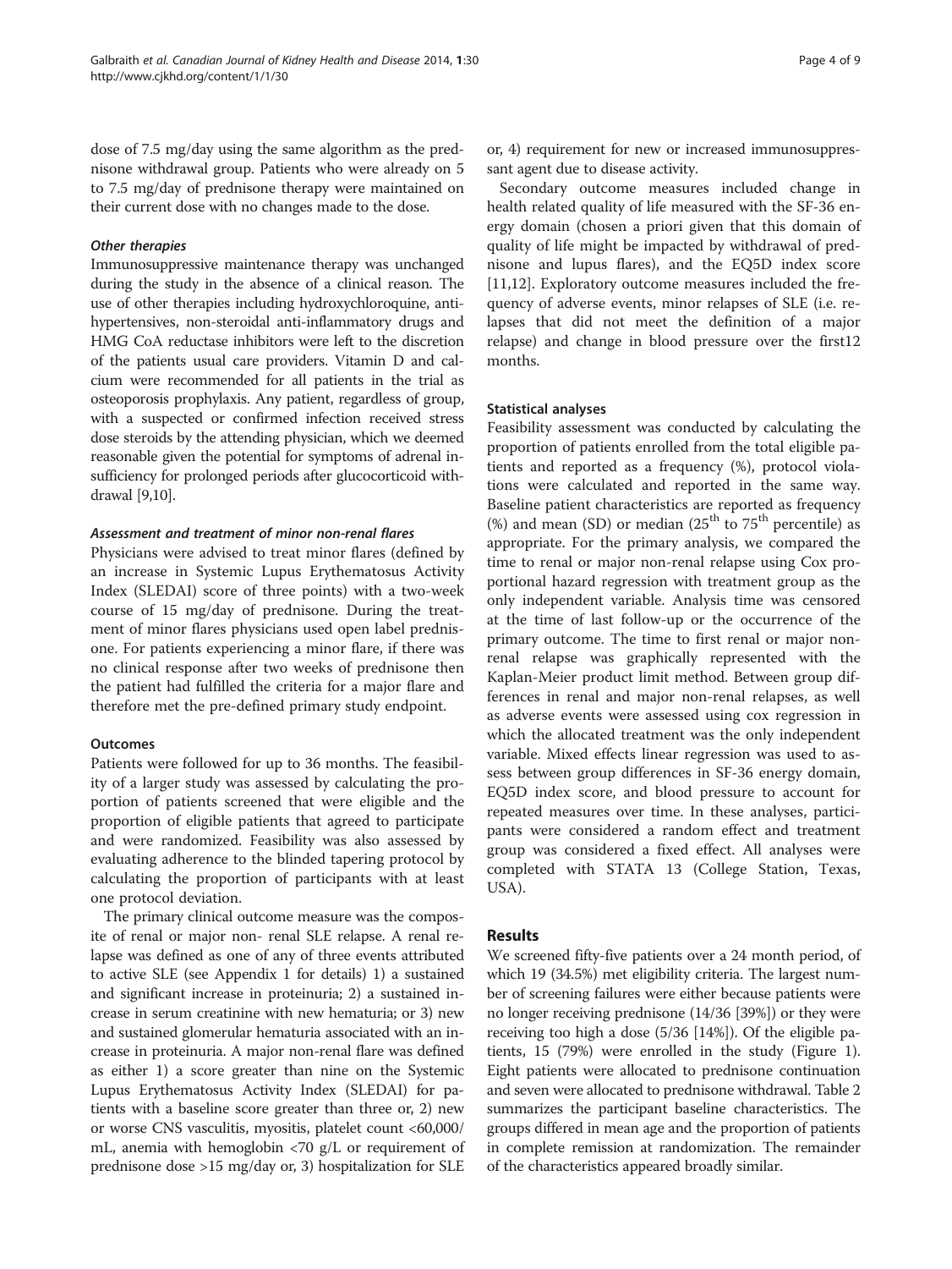dose of 7.5 mg/day using the same algorithm as the prednisone withdrawal group. Patients who were already on 5 to 7.5 mg/day of prednisone therapy were maintained on their current dose with no changes made to the dose.

#### *Other therapies*

Immunosuppressive maintenance therapy was unchanged during the study in the absence of a clinical reason. The use of other therapies including hydroxychloroquine, antihypertensives, non-steroidal anti-inflammatory drugs and HMG CoA reductase inhibitors were left to the discretion of the patients usual care providers. Vitamin D and calcium were recommended for all patients in the trial as osteoporosis prophylaxis. Any patient, regardless of group, with a suspected or confirmed infection received stress dose steroids by the attending physician, which we deemed reasonable given the potential for symptoms of adrenal insufficiency for prolonged periods after glucocorticoid withdrawal [9,10].

#### *Assessment and treatment of minor non-renal flares*

Physicians were advised to treat minor flares (defined by an increase in Systemic Lupus Erythematosus Activity Index (SLEDAI) score of three points) with a two-week course of 15 mg/day of prednisone. During the treatment of minor flares physicians used open label prednisone. For patients experiencing a minor flare, if there was no clinical response after two weeks of prednisone then the patient had fulfilled the criteria for a major flare and therefore met the pre-defined primary study endpoint.

### Outcomes

Patients were followed for up to 36 months. The feasibility of a larger study was assessed by calculating the proportion of patients screened that were eligible and the proportion of eligible patients that agreed to participate and were randomized. Feasibility was also assessed by evaluating adherence to the blinded tapering protocol by calculating the proportion of participants with at least one protocol deviation.

The primary clinical outcome measure was the composite of renal or major non- renal SLE relapse. A renal relapse was defined as one of any of three events attributed to active SLE (see Appendix 1 for details) 1) a sustained and significant increase in proteinuria; 2) a sustained increase in serum creatinine with new hematuria; or 3) new and sustained glomerular hematuria associated with an increase in proteinuria. A major non-renal flare was defined as either 1) a score greater than nine on the Systemic Lupus Erythematosus Activity Index (SLEDAI) for patients with a baseline score greater than three or, 2) new or worse CNS vasculitis, myositis, platelet count <60,000/mL, anemia with hemoglobin <70 g/L or requirement of prednisone dose >15 mg/day or, 3) hospitalization for SLE or, 4) requirement for new or increased immunosuppressant agent due to disease activity.

Secondary outcome measures included change in health related quality of life measured with the SF-36 energy domain (chosen a priori given that this domain of quality of life might be impacted by withdrawal of prednisone and lupus flares), and the EQ5D index score [11,12]. Exploratory outcome measures included the frequency of adverse events, minor relapses of SLE (i.e. relapses that did not meet the definition of a major relapse) and change in blood pressure over the first12 months.

### Statistical analyses

Feasibility assessment was conducted by calculating the proportion of patients enrolled from the total eligible patients and reported as a frequency (%), protocol violations were calculated and reported in the same way. Baseline patient characteristics are reported as frequency (%) and mean (SD) or median ($25^{th}$ to $75^{th}$ percentile) as appropriate. For the primary analysis, we compared the time to renal or major non-renal relapse using Cox proportional hazard regression with treatment group as the only independent variable. Analysis time was censored at the time of last follow-up or the occurrence of the primary outcome. The time to first renal or major non-renal relapse was graphically represented with the Kaplan-Meier product limit method. Between group differences in renal and major non-renal relapses, as well as adverse events were assessed using cox regression in which the allocated treatment was the only independent variable. Mixed effects linear regression was used to assess between group differences in SF-36 energy domain, EQ5D index score, and blood pressure to account for repeated measures over time. In these analyses, participants were considered a random effect and treatment group was considered a fixed effect. All analyses were completed with STATA 13 (College Station, Texas, USA).

## Results

We screened fifty-five patients over a 24 month period, of which 19 (34.5%) met eligibility criteria. The largest number of screening failures were either because patients were no longer receiving prednisone (14/36 [39%]) or they were receiving too high a dose (5/36 [14%]). Of the eligible patients, 15 (79%) were enrolled in the study (Figure 1). Eight patients were allocated to prednisone continuation and seven were allocated to prednisone withdrawal. Table 2 summarizes the participant baseline characteristics. The groups differed in mean age and the proportion of patients in complete remission at randomization. The remainder of the characteristics appeared broadly similar.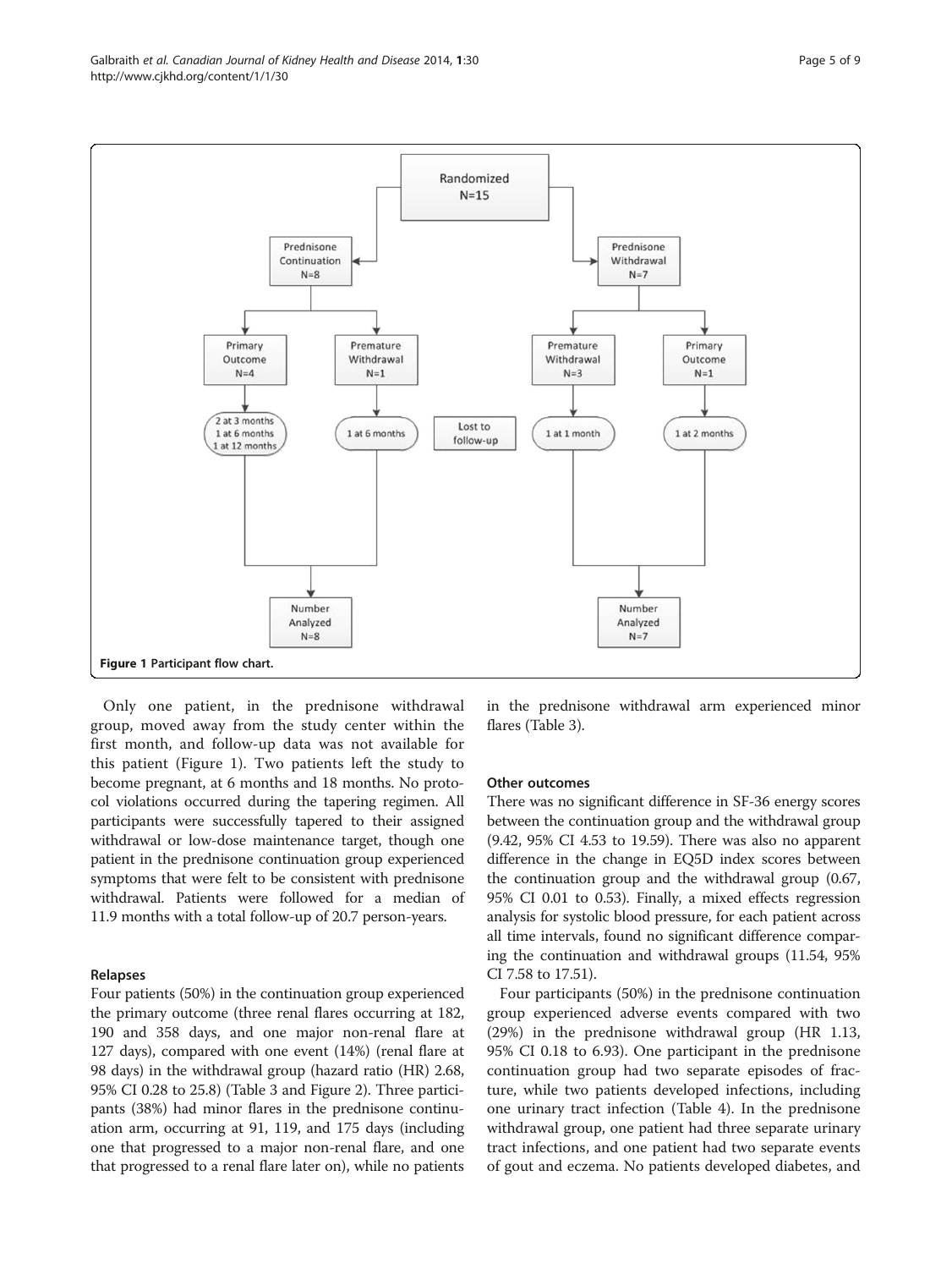Figure 1 Participant flow chart.

Only one patient, in the prednisone withdrawal group, moved away from the study center within the first month, and follow-up data was not available for this patient (Figure 1). Two patients left the study to become pregnant, at 6 months and 18 months. No protocol violations occurred during the tapering regimen. All participants were successfully tapered to their assigned withdrawal or low-dose maintenance target, though one patient in the prednisone continuation group experienced symptoms that were felt to be consistent with prednisone withdrawal. Patients were followed for a median of 11.9 months with a total follow-up of 20.7 person-years.

### Relapses

Four patients (50%) in the continuation group experienced the primary outcome (three renal flares occurring at 182, 190 and 358 days, and one major non-renal flare at 127 days), compared with one event (14%) (renal flare at 98 days) in the withdrawal group (hazard ratio (HR) 2.68, 95% CI 0.28 to 25.8) (Table 3 and Figure 2). Three participants (38%) had minor flares in the prednisone continuation arm, occurring at 91, 119, and 175 days (including one that progressed to a major non-renal flare, and one that progressed to a renal flare later on), while no patients in the prednisone withdrawal arm experienced minor flares (Table 3).

### Other outcomes

There was no significant difference in SF-36 energy scores between the continuation group and the withdrawal group (9.42, 95% CI 4.53 to 19.59). There was also no apparent difference in the change in EQ5D index scores between the continuation group and the withdrawal group (0.67, 95% CI 0.01 to 0.53). Finally, a mixed effects regression analysis for systolic blood pressure, for each patient across all time intervals, found no significant difference comparing the continuation and withdrawal groups (11.54, 95% CI 7.58 to 17.51).

Four participants (50%) in the prednisone continuation group experienced adverse events compared with two (29%) in the prednisone withdrawal group (HR 1.13, 95% CI 0.18 to 6.93). One participant in the prednisone continuation group had two separate episodes of fracture, while two patients developed infections, including one urinary tract infection (Table 4). In the prednisone withdrawal group, one patient had three separate urinary tract infections, and one patient had two separate events of gout and eczema. No patients developed diabetes, and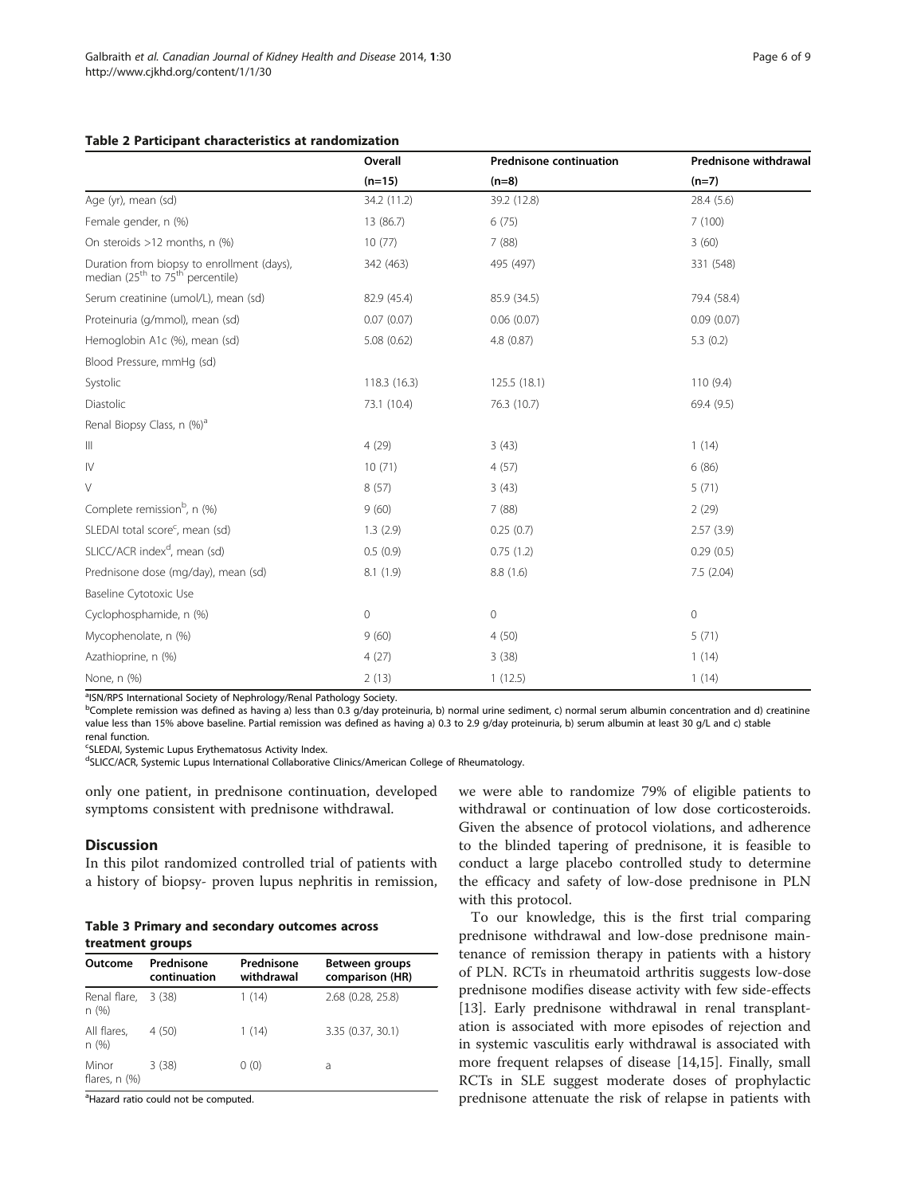**Table 2 Participant characteristics at randomization**

| | Overall (n=15) | Prednisone continuation (n=8) | Prednisone withdrawal (n=7) |
|---|---|---|---|
| Age (yr), mean (sd) | 34.2 (11.2) | 39.2 (12.8) | 28.4 (5.6) |
| Female gender, n (%) | 13 (86.7) | 6 (75) | 7 (100) |
| On steroids >12 months, n (%) | 10 (77) | 7 (88) | 3 (60) |
| Duration from biopsy to enrollment (days), median (25[th] to 75[th] percentile) | 342 (463) | 495 (497) | 331 (548) |
| Serum creatinine (umol/L), mean (sd) | 82.9 (45.4) | 85.9 (34.5) | 79.4 (58.4) |
| Proteinuria (g/mmol), mean (sd) | 0.07 (0.07) | 0.06 (0.07) | 0.09 (0.07) |
| Hemoglobin A1c (%), mean (sd) | 5.08 (0.62) | 4.8 (0.87) | 5.3 (0.2) |
| Blood Pressure, mmHg (sd) | | | |
| Systolic | 118.3 (16.3) | 125.5 (18.1) | 110 (9.4) |
| Diastolic | 73.1 (10.4) | 76.3 (10.7) | 69.4 (9.5) |
| Renal Biopsy Class, n (%)[a] | | | |
| III | 4 (29) | 3 (43) | 1 (14) |
| IV | 10 (71) | 4 (57) | 6 (86) |
| V | 8 (57) | 3 (43) | 5 (71) |
| Complete remission[b], n (%) | 9 (60) | 7 (88) | 2 (29) |
| SLEDAI total score[c], mean (sd) | 1.3 (2.9) | 0.25 (0.7) | 2.57 (3.9) |
| SLICC/ACR index[d], mean (sd) | 0.5 (0.9) | 0.75 (1.2) | 0.29 (0.5) |
| Prednisone dose (mg/day), mean (sd) | 8.1 (1.9) | 8.8 (1.6) | 7.5 (2.04) |
| Baseline Cytotoxic Use | | | |
| Cyclophosphamide, n (%) | 0 | 0 | 0 |
| Mycophenolate, n (%) | 9 (60) | 4 (50) | 5 (71) |
| Azathioprine, n (%) | 4 (27) | 3 (38) | 1 (14) |
| None, n (%) | 2 (13) | 1 (12.5) | 1 (14) |

[a]ISN/RPS International Society of Nephrology/Renal Pathology Society.
[b]Complete remission was defined as having a) less than 0.3 g/day proteinuria, b) normal urine sediment, c) normal serum albumin concentration and d) creatinine value less than 15% above baseline. Partial remission was defined as having a) 0.3 to 2.9 g/day proteinuria, b) serum albumin at least 30 g/L and c) stable renal function.
[c]SLEDAI, Systemic Lupus Erythematosus Activity Index.
[d]SLICC/ACR, Systemic Lupus International Collaborative Clinics/American College of Rheumatology.

only one patient, in prednisone continuation, developed symptoms consistent with prednisone withdrawal.

## Discussion

In this pilot randomized controlled trial of patients with a history of biopsy- proven lupus nephritis in remission, we were able to randomize 79% of eligible patients to withdrawal or continuation of low dose corticosteroids. Given the absence of protocol violations, and adherence to the blinded tapering of prednisone, it is feasible to conduct a large placebo controlled study to determine the efficacy and safety of low-dose prednisone in PLN with this protocol.

**Table 3 Primary and secondary outcomes across treatment groups**

| Outcome | Prednisone continuation | Prednisone withdrawal | Between groups comparison (HR) |
|---|---|---|---|
| Renal flare, n (%) | 3 (38) | 1 (14) | 2.68 (0.28, 25.8) |
| All flares, n (%) | 4 (50) | 1 (14) | 3.35 (0.37, 30.1) |
| Minor flares, n (%) | 3 (38) | 0 (0) | a |

[a]Hazard ratio could not be computed.

To our knowledge, this is the first trial comparing prednisone withdrawal and low-dose prednisone maintenance of remission therapy in patients with a history of PLN. RCTs in rheumatoid arthritis suggests low-dose prednisone modifies disease activity with few side-effects [13]. Early prednisone withdrawal in renal transplantation is associated with more episodes of rejection and in systemic vasculitis early withdrawal is associated with more frequent relapses of disease [14,15]. Finally, small RCTs in SLE suggest moderate doses of prophylactic prednisone attenuate the risk of relapse in patients with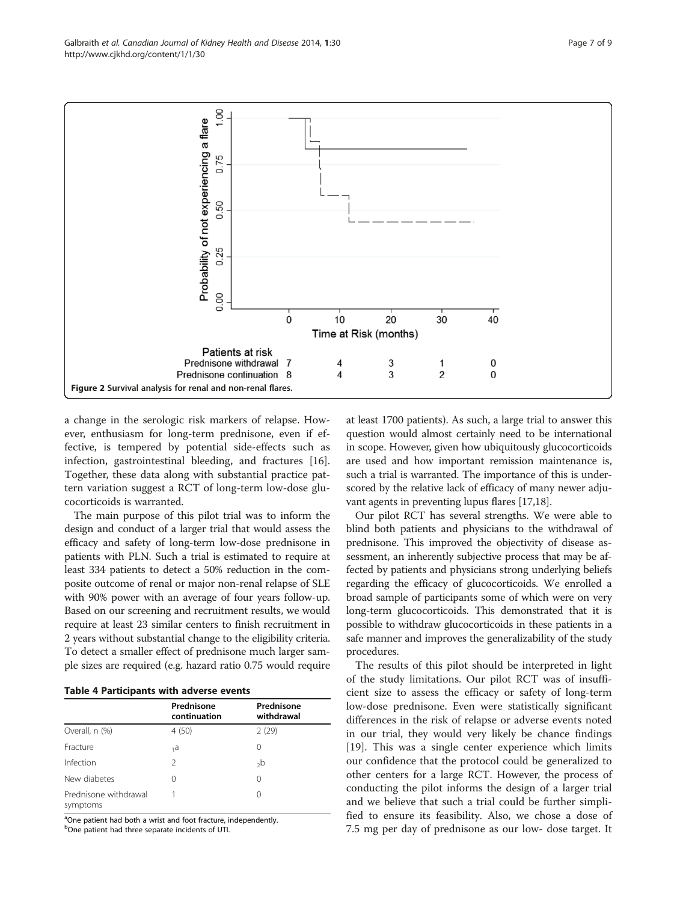Figure 2 Survival analysis for renal and non-renal flares.

a change in the serologic risk markers of relapse. However, enthusiasm for long-term prednisone, even if effective, is tempered by potential side-effects such as infection, gastrointestinal bleeding, and fractures [16]. Together, these data along with substantial practice pattern variation suggest a RCT of long-term low-dose glucocorticoids is warranted.

The main purpose of this pilot trial was to inform the design and conduct of a larger trial that would assess the efficacy and safety of long-term low-dose prednisone in patients with PLN. Such a trial is estimated to require at least 334 patients to detect a 50% reduction in the composite outcome of renal or major non-renal relapse of SLE with 90% power with an average of four years follow-up. Based on our screening and recruitment results, we would require at least 23 similar centers to finish recruitment in 2 years without substantial change to the eligibility criteria. To detect a smaller effect of prednisone much larger sample sizes are required (e.g. hazard ratio 0.75 would require at least 1700 patients). As such, a large trial to answer this question would almost certainly need to be international in scope. However, given how ubiquitously glucocorticoids are used and how important remission maintenance is, such a trial is warranted. The importance of this is underscored by the relative lack of efficacy of many newer adjuvant agents in preventing lupus flares [17,18].

**Table 4 Participants with adverse events**

| | Prednisone continuation | Prednisone withdrawal |
|---|---|---|
| Overall, n (%) | 4 (50) | 2 (29) |
| Fracture | 1[a] | 0 |
| Infection | 2 | 2[b] |
| New diabetes | 0 | 0 |
| Prednisone withdrawal symptoms | 1 | 0 |

[a]One patient had both a wrist and foot fracture, independently.
[b]One patient had three separate incidents of UTI.

Our pilot RCT has several strengths. We were able to blind both patients and physicians to the withdrawal of prednisone. This improved the objectivity of disease assessment, an inherently subjective process that may be affected by patients and physicians strong underlying beliefs regarding the efficacy of glucocorticoids. We enrolled a broad sample of participants some of which were on very long-term glucocorticoids. This demonstrated that it is possible to withdraw glucocorticoids in these patients in a safe manner and improves the generalizability of the study procedures.

The results of this pilot should be interpreted in light of the study limitations. Our pilot RCT was of insufficient size to assess the efficacy or safety of long-term low-dose prednisone. Even were statistically significant differences in the risk of relapse or adverse events noted in our trial, they would very likely be chance findings [19]. This was a single center experience which limits our confidence that the protocol could be generalized to other centers for a large RCT. However, the process of conducting the pilot informs the design of a larger trial and we believe that such a trial could be further simplified to ensure its feasibility. Also, we chose a dose of 7.5 mg per day of prednisone as our low- dose target. It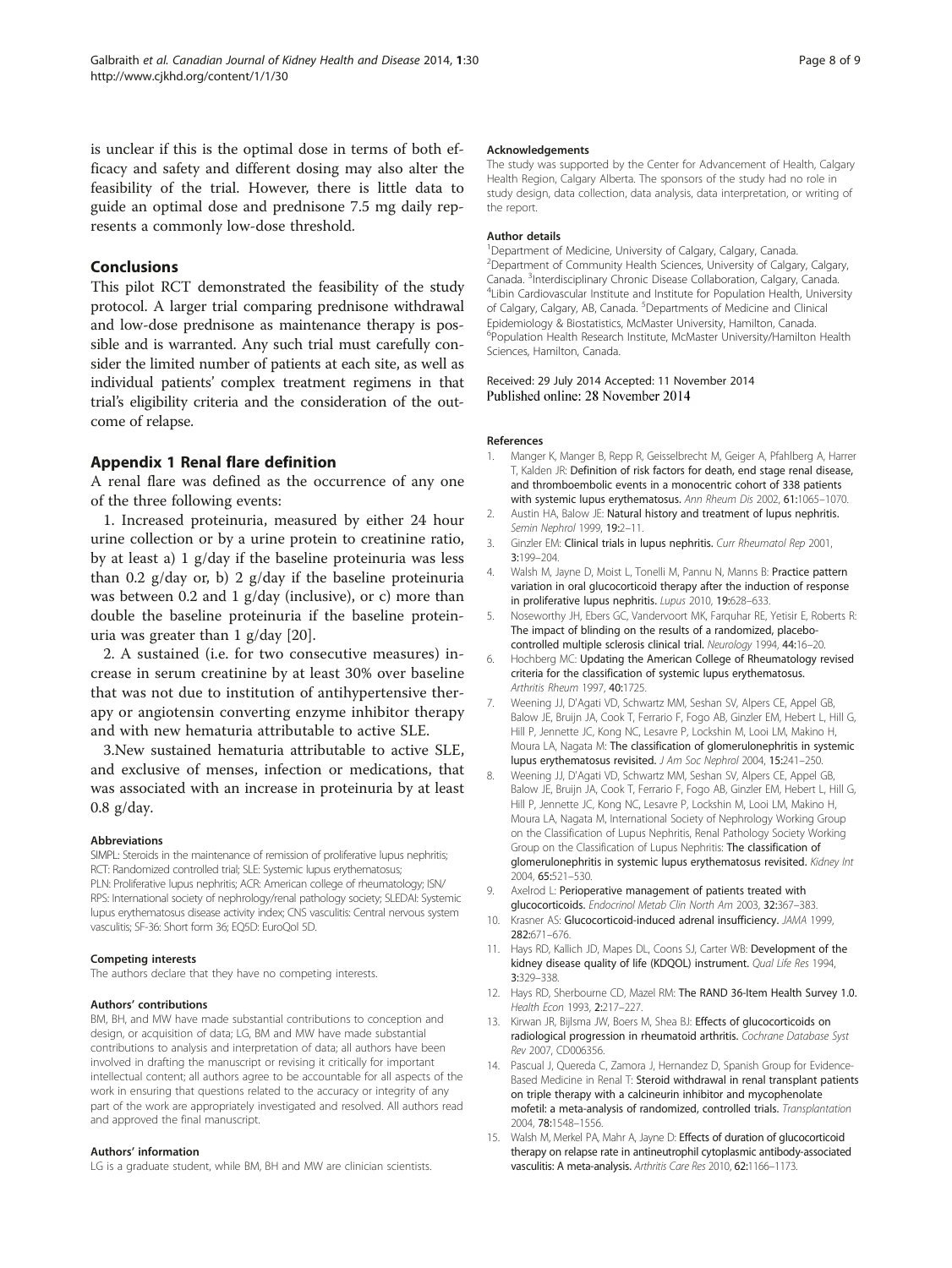is unclear if this is the optimal dose in terms of both efficacy and safety and different dosing may also alter the feasibility of the trial. However, there is little data to guide an optimal dose and prednisone 7.5 mg daily represents a commonly low-dose threshold.

## Conclusions

This pilot RCT demonstrated the feasibility of the study protocol. A larger trial comparing prednisone withdrawal and low-dose prednisone as maintenance therapy is possible and is warranted. Any such trial must carefully consider the limited number of patients at each site, as well as individual patients' complex treatment regimens in that trial's eligibility criteria and the consideration of the outcome of relapse.

## Appendix 1 Renal flare definition

A renal flare was defined as the occurrence of any one of the three following events:

1. Increased proteinuria, measured by either 24 hour urine collection or by a urine protein to creatinine ratio, by at least a) 1 g/day if the baseline proteinuria was less than 0.2 g/day or, b) 2 g/day if the baseline proteinuria was between 0.2 and 1 g/day (inclusive), or c) more than double the baseline proteinuria if the baseline proteinuria was greater than 1 g/day [20].

2. A sustained (i.e. for two consecutive measures) increase in serum creatinine by at least 30% over baseline that was not due to institution of antihypertensive therapy or angiotensin converting enzyme inhibitor therapy and with new hematuria attributable to active SLE.

3. New sustained hematuria attributable to active SLE, and exclusive of menses, infection or medications, that was associated with an increase in proteinuria by at least 0.8 g/day.

#### Abbreviations

SIMPL: Steroids in the maintenance of remission of proliferative lupus nephritis; RCT: Randomized controlled trial; SLE: Systemic lupus erythematosus; PLN: Proliferative lupus nephritis; ACR: American college of rheumatology; ISN/RPS: International society of nephrology/renal pathology society; SLEDAI: Systemic lupus erythematosus disease activity index; CNS vasculitis: Central nervous system vasculitis; SF-36: Short form 36; EQ5D: EuroQol 5D.

#### Competing interests

The authors declare that they have no competing interests.

#### Authors' contributions

BM, BH, and MW have made substantial contributions to conception and design, or acquisition of data; LG, BM and MW have made substantial contributions to analysis and interpretation of data; all authors have been involved in drafting the manuscript or revising it critically for important intellectual content; all authors agree to be accountable for all aspects of the work in ensuring that questions related to the accuracy or integrity of any part of the work are appropriately investigated and resolved. All authors read and approved the final manuscript.

#### Authors' information

LG is a graduate student, while BM, BH and MW are clinician scientists.

#### Acknowledgements

The study was supported by the Center for Advancement of Health, Calgary Health Region, Calgary Alberta. The sponsors of the study had no role in study design, data collection, data analysis, data interpretation, or writing of the report.

#### Author details

[1]Department of Medicine, University of Calgary, Calgary, Canada. [2]Department of Community Health Sciences, University of Calgary, Calgary, Canada. [3]Interdisciplinary Chronic Disease Collaboration, Calgary, Canada. [4]Libin Cardiovascular Institute and Institute for Population Health, University of Calgary, Calgary, AB, Canada. [5]Departments of Medicine and Clinical Epidemiology & Biostatistics, McMaster University, Hamilton, Canada. [6]Population Health Research Institute, McMaster University/Hamilton Health Sciences, Hamilton, Canada.

Received: 29 July 2014 Accepted: 11 November 2014
Published online: 28 November 2014

#### References

1. Manger K, Manger B, Repp R, Geisselbrecht M, Geiger A, Pfahlberg A, Harrer T, Kalden JR: **Definition of risk factors for death, end stage renal disease, and thromboembolic events in a monocentric cohort of 338 patients with systemic lupus erythematosus.** *Ann Rheum Dis* 2002, **61:**1065–1070.
2. Austin HA, Balow JE: **Natural history and treatment of lupus nephritis.** *Semin Nephrol* 1999, **19:**2–11.
3. Ginzler EM: **Clinical trials in lupus nephritis.** *Curr Rheumatol Rep* 2001, **3:**199–204.
4. Walsh M, Jayne D, Moist L, Tonelli M, Pannu N, Manns B: **Practice pattern variation in oral glucocorticoid therapy after the induction of response in proliferative lupus nephritis.** *Lupus* 2010, **19:**628–633.
5. Noseworthy JH, Ebers GC, Vandervoort MK, Farquhar RE, Yetisir E, Roberts R: **The impact of blinding on the results of a randomized, placebo-controlled multiple sclerosis clinical trial.** *Neurology* 1994, **44:**16–20.
6. Hochberg MC: **Updating the American College of Rheumatology revised criteria for the classification of systemic lupus erythematosus.** *Arthritis Rheum* 1997, **40:**1725.
7. Weening JJ, D'Agati VD, Schwartz MM, Seshan SV, Alpers CE, Appel GB, Balow JE, Bruijn JA, Cook T, Ferrario F, Fogo AB, Ginzler EM, Hebert L, Hill G, Hill P, Jennette JC, Kong NC, Lesavre P, Lockshin M, Looi LM, Makino H, Moura LA, Nagata M: **The classification of glomerulonephritis in systemic lupus erythematosus revisited.** *J Am Soc Nephrol* 2004, **15:**241–250.
8. Weening JJ, D'Agati VD, Schwartz MM, Seshan SV, Alpers CE, Appel GB, Balow JE, Bruijn JA, Cook T, Ferrario F, Fogo AB, Ginzler EM, Hebert L, Hill G, Hill P, Jennette JC, Kong NC, Lesavre P, Lockshin M, Looi LM, Makino H, Moura LA, Nagata M, International Society of Nephrology Working Group on the Classification of Lupus Nephritis, Renal Pathology Society Working Group on the Classification of Lupus Nephritis: **The classification of glomerulonephritis in systemic lupus erythematosus revisited.** *Kidney Int* 2004, **65:**521–530.
9. Axelrod L: **Perioperative management of patients treated with glucocorticoids.** *Endocrinol Metab Clin North Am* 2003, **32:**367–383.
10. Krasner AS: **Glucocorticoid-induced adrenal insufficiency.** *JAMA* 1999, **282:**671–676.
11. Hays RD, Kallich JD, Mapes DL, Coons SJ, Carter WB: **Development of the kidney disease quality of life (KDQOL) instrument.** *Qual Life Res* 1994, **3:**329–338.
12. Hays RD, Sherbourne CD, Mazel RM: **The RAND 36-Item Health Survey 1.0.** *Health Econ* 1993, **2:**217–227.
13. Kirwan JR, Bijlsma JW, Boers M, Shea BJ: **Effects of glucocorticoids on radiological progression in rheumatoid arthritis.** *Cochrane Database Syst Rev* 2007, CD006356.
14. Pascual J, Quereda C, Zamora J, Hernandez D, Spanish Group for Evidence-Based Medicine in Renal T: **Steroid withdrawal in renal transplant patients on triple therapy with a calcineurin inhibitor and mycophenolate mofetil: a meta-analysis of randomized, controlled trials.** *Transplantation* 2004, **78:**1548–1556.
15. Walsh M, Merkel PA, Mahr A, Jayne D: **Effects of duration of glucocorticoid therapy on relapse rate in antineutrophil cytoplasmic antibody-associated vasculitis: A meta-analysis.** *Arthritis Care Res* 2010, **62:**1166–1173.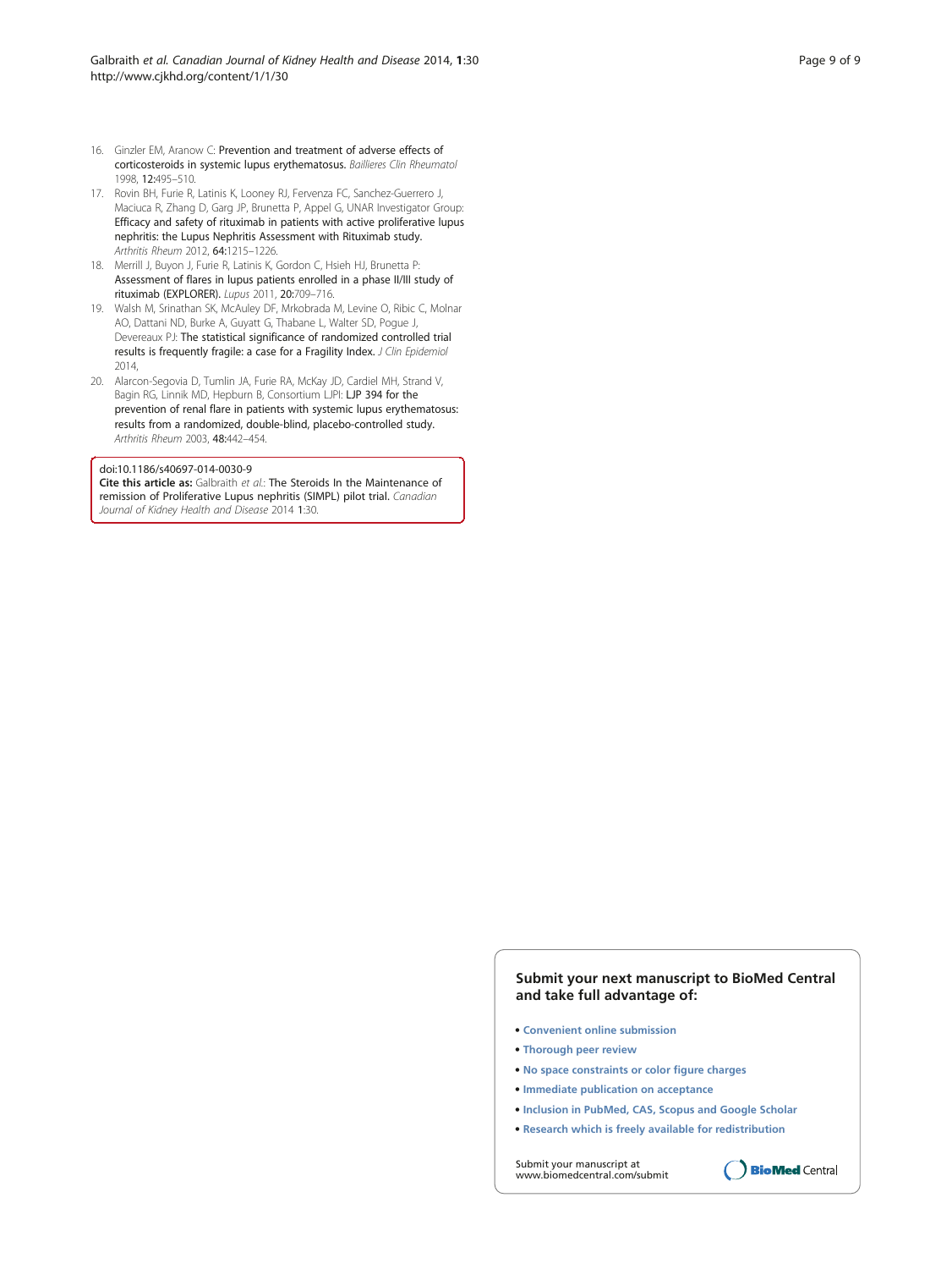16. Ginzler EM, Aranow C: Prevention and treatment of adverse effects of corticosteroids in systemic lupus erythematosus. *Baillieres Clin Rheumatol* 1998, **12:**495–510.
17. Rovin BH, Furie R, Latinis K, Looney RJ, Fervenza FC, Sanchez-Guerrero J, Maciuca R, Zhang D, Garg JP, Brunetta P, Appel G, UNAR Investigator Group: Efficacy and safety of rituximab in patients with active proliferative lupus nephritis: the Lupus Nephritis Assessment with Rituximab study. *Arthritis Rheum* 2012, **64:**1215–1226.
18. Merrill J, Buyon J, Furie R, Latinis K, Gordon C, Hsieh HJ, Brunetta P: Assessment of flares in lupus patients enrolled in a phase II/III study of rituximab (EXPLORER). *Lupus* 2011, **20:**709–716.
19. Walsh M, Srinathan SK, McAuley DF, Mrkobrada M, Levine O, Ribic C, Molnar AO, Dattani ND, Burke A, Guyatt G, Thabane L, Walter SD, Pogue J, Devereaux PJ: The statistical significance of randomized controlled trial results is frequently fragile: a case for a Fragility Index. *J Clin Epidemiol* 2014,
20. Alarcon-Segovia D, Tumlin JA, Furie RA, McKay JD, Cardiel MH, Strand V, Bagin RG, Linnik MD, Hepburn B, Consortium LJPI: LJP 394 for the prevention of renal flare in patients with systemic lupus erythematosus: results from a randomized, double-blind, placebo-controlled study. *Arthritis Rheum* 2003, **48:**442–454.

doi:10.1186/s40697-014-0030-9

**Cite this article as:** Galbraith *et al.*: The Steroids In the Maintenance of remission of Proliferative Lupus nephritis (SIMPL) pilot trial. *Canadian Journal of Kidney Health and Disease* 2014 **1**:30.

**Submit your next manuscript to BioMed Central and take full advantage of:**

- **Convenient online submission**
- **Thorough peer review**
- **No space constraints or color figure charges**
- **Immediate publication on acceptance**
- **Inclusion in PubMed, CAS, Scopus and Google Scholar**
- **Research which is freely available for redistribution**

Submit your manuscript at
www.biomedcentral.com/submit

BioMed Central